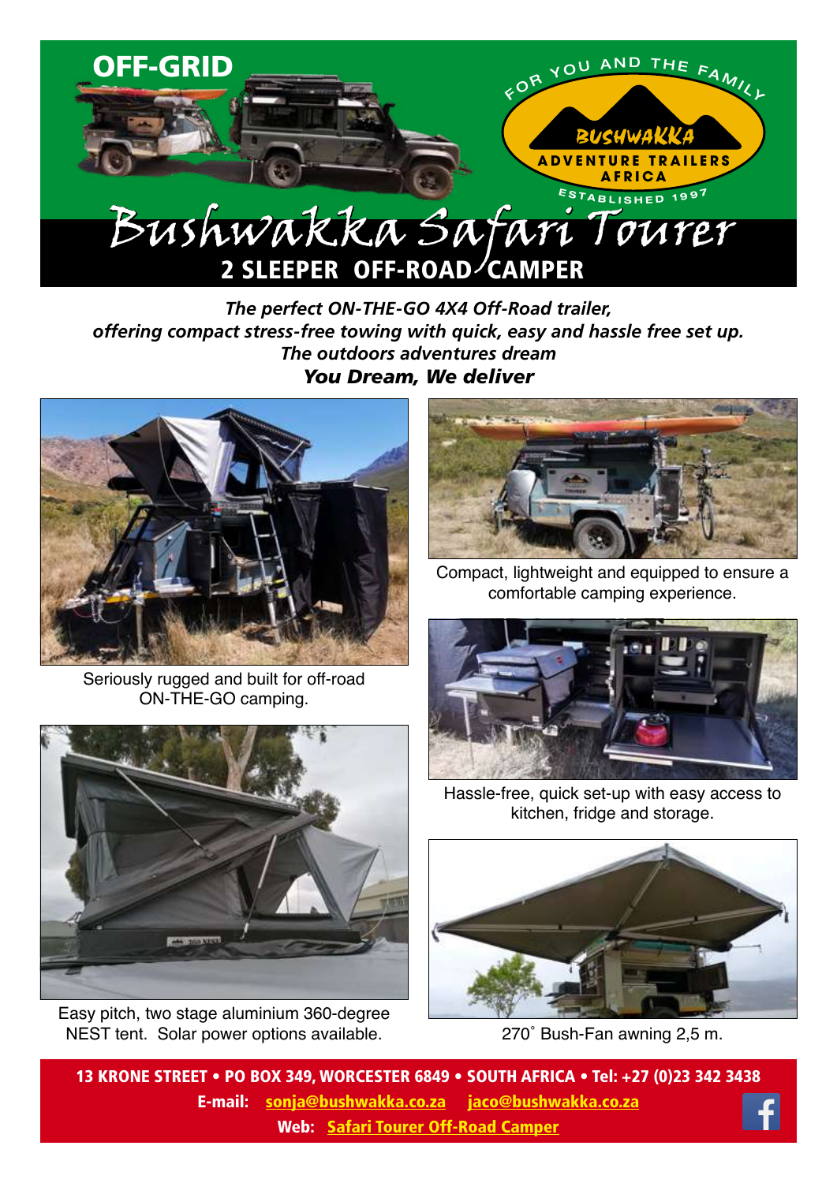OFF-GRID

FOR YOU AND THE FAMILY

BUSHWAKKA

ADVENTURE TRAILERS AFRICA

ESTABLISHED 1997

# Bushwakka Safari Tourer

## 2 SLEEPER OFF-ROAD CAMPER

***The perfect ON-THE-GO 4X4 Off-Road trailer,***
***offering compact stress-free towing with quick, easy and hassle free set up.***
***The outdoors adventures dream***
***You Dream, We deliver***

Seriously rugged and built for off-road ON-THE-GO camping.

Compact, lightweight and equipped to ensure a comfortable camping experience.

Hassle-free, quick set-up with easy access to kitchen, fridge and storage.

Easy pitch, two stage aluminium 360-degree NEST tent. Solar power options available.

270˚ Bush-Fan awning 2,5 m.

**13 KRONE STREET • PO BOX 349, WORCESTER 6849 • SOUTH AFRICA • Tel: +27 (0)23 342 3438**
**E-mail: sonja@bushwakka.co.za jaco@bushwakka.co.za**
**Web: Safari Tourer Off-Road Camper**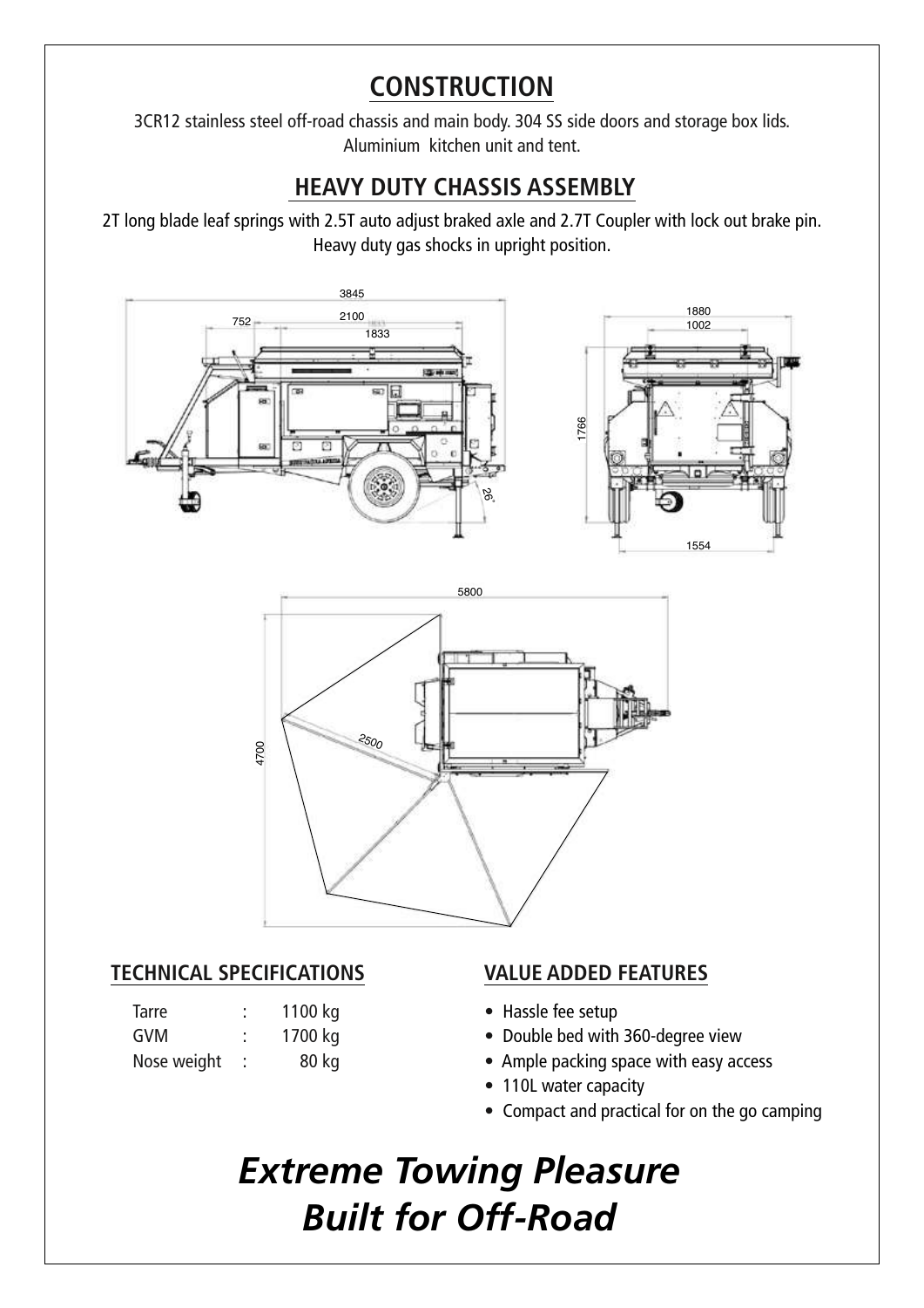## CONSTRUCTION

3CR12 stainless steel off-road chassis and main body. 304 SS side doors and storage box lids. Aluminium kitchen unit and tent.

## HEAVY DUTY CHASSIS ASSEMBLY

2T long blade leaf springs with 2.5T auto adjust braked axle and 2.7T Coupler with lock out brake pin. Heavy duty gas shocks in upright position.

3845
752
2100
1833
26°

1880
1002
1766
1554

5800
2500
4700

### TECHNICAL SPECIFICATIONS

| | | |
|---|---|---|
| Tarre | : | 1100 kg |
| GVM | : | 1700 kg |
| Nose weight | : | 80 kg |

### VALUE ADDED FEATURES

- Hassle fee setup
- Double bed with 360-degree view
- Ample packing space with easy access
- 110L water capacity
- Compact and practical for on the go camping

# *Extreme Towing Pleasure*
# *Built for Off-Road*